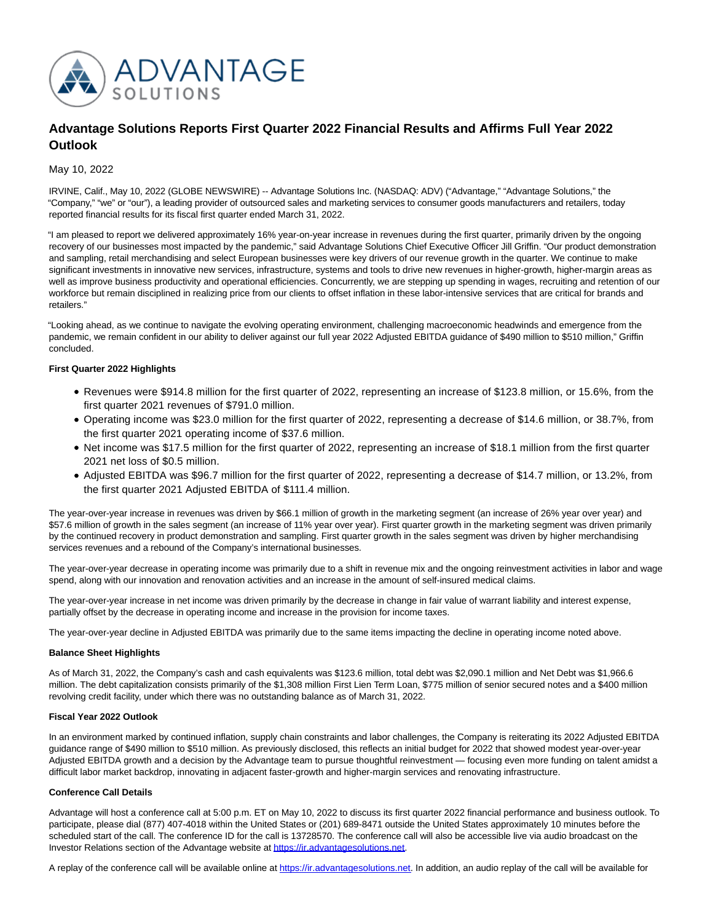# Advantage Solutions Reports First Quarter 2022 Financial Results and Affirms Full Year 2022 Outlook

May 10, 2022

IRVINE, Calif., May 10, 2022 (GLOBE NEWSWIRE) -- Advantage Solutions Inc. (NASDAQ: ADV) ("Advantage," "Advantage Solutions," the "Company," "we" or "our"), a leading provider of outsourced sales and marketing services to consumer goods manufacturers and retailers, today reported financial results for its fiscal first quarter ended March 31, 2022.

"I am pleased to report we delivered approximately 16% year-on-year increase in revenues during the first quarter, primarily driven by the ongoing recovery of our businesses most impacted by the pandemic," said Advantage Solutions Chief Executive Officer Jill Griffin. "Our product demonstration and sampling, retail merchandising and select European businesses were key drivers of our revenue growth in the quarter. We continue to make significant investments in innovative new services, infrastructure, systems and tools to drive new revenues in higher-growth, higher-margin areas as well as improve business productivity and operational efficiencies. Concurrently, we are stepping up spending in wages, recruiting and retention of our workforce but remain disciplined in realizing price from our clients to offset inflation in these labor-intensive services that are critical for brands and retailers."

"Looking ahead, as we continue to navigate the evolving operating environment, challenging macroeconomic headwinds and emergence from the pandemic, we remain confident in our ability to deliver against our full year 2022 Adjusted EBITDA guidance of $490 million to $510 million," Griffin concluded.

**First Quarter 2022 Highlights**

- Revenues were $914.8 million for the first quarter of 2022, representing an increase of $123.8 million, or 15.6%, from the first quarter 2021 revenues of $791.0 million.
- Operating income was $23.0 million for the first quarter of 2022, representing a decrease of $14.6 million, or 38.7%, from the first quarter 2021 operating income of $37.6 million.
- Net income was $17.5 million for the first quarter of 2022, representing an increase of $18.1 million from the first quarter 2021 net loss of $0.5 million.
- Adjusted EBITDA was $96.7 million for the first quarter of 2022, representing a decrease of $14.7 million, or 13.2%, from the first quarter 2021 Adjusted EBITDA of $111.4 million.

The year-over-year increase in revenues was driven by $66.1 million of growth in the marketing segment (an increase of 26% year over year) and $57.6 million of growth in the sales segment (an increase of 11% year over year). First quarter growth in the marketing segment was driven primarily by the continued recovery in product demonstration and sampling. First quarter growth in the sales segment was driven by higher merchandising services revenues and a rebound of the Company's international businesses.

The year-over-year decrease in operating income was primarily due to a shift in revenue mix and the ongoing reinvestment activities in labor and wage spend, along with our innovation and renovation activities and an increase in the amount of self-insured medical claims.

The year-over-year increase in net income was driven primarily by the decrease in change in fair value of warrant liability and interest expense, partially offset by the decrease in operating income and increase in the provision for income taxes.

The year-over-year decline in Adjusted EBITDA was primarily due to the same items impacting the decline in operating income noted above.

**Balance Sheet Highlights**

As of March 31, 2022, the Company's cash and cash equivalents was $123.6 million, total debt was $2,090.1 million and Net Debt was $1,966.6 million. The debt capitalization consists primarily of the $1,308 million First Lien Term Loan, $775 million of senior secured notes and a $400 million revolving credit facility, under which there was no outstanding balance as of March 31, 2022.

**Fiscal Year 2022 Outlook**

In an environment marked by continued inflation, supply chain constraints and labor challenges, the Company is reiterating its 2022 Adjusted EBITDA guidance range of $490 million to $510 million. As previously disclosed, this reflects an initial budget for 2022 that showed modest year-over-year Adjusted EBITDA growth and a decision by the Advantage team to pursue thoughtful reinvestment — focusing even more funding on talent amidst a difficult labor market backdrop, innovating in adjacent faster-growth and higher-margin services and renovating infrastructure.

**Conference Call Details**

Advantage will host a conference call at 5:00 p.m. ET on May 10, 2022 to discuss its first quarter 2022 financial performance and business outlook. To participate, please dial (877) 407-4018 within the United States or (201) 689-8471 outside the United States approximately 10 minutes before the scheduled start of the call. The conference ID for the call is 13728570. The conference call will also be accessible live via audio broadcast on the Investor Relations section of the Advantage website at https://ir.advantagesolutions.net.

A replay of the conference call will be available online at https://ir.advantagesolutions.net. In addition, an audio replay of the call will be available for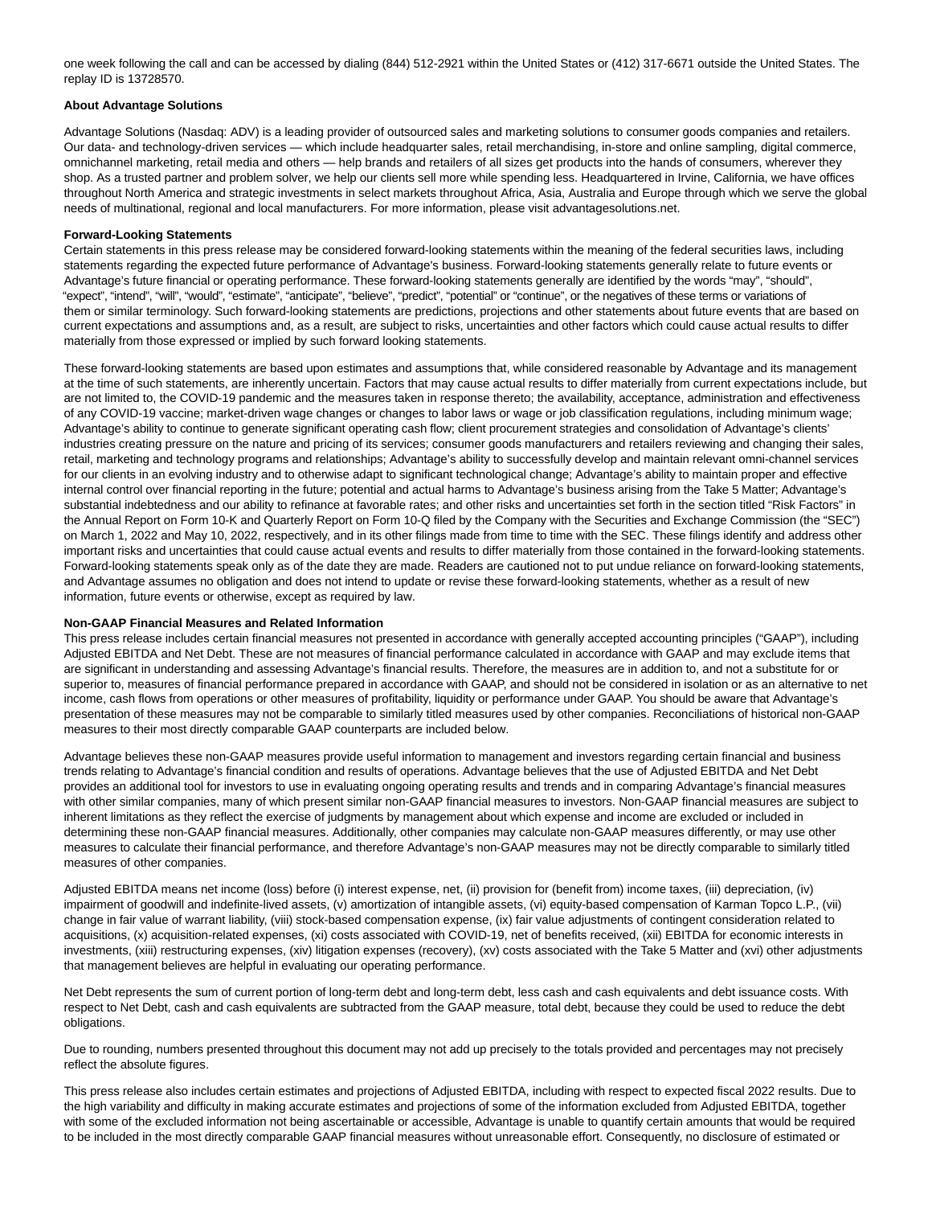one week following the call and can be accessed by dialing (844) 512-2921 within the United States or (412) 317-6671 outside the United States. The replay ID is 13728570.

**About Advantage Solutions**

Advantage Solutions (Nasdaq: ADV) is a leading provider of outsourced sales and marketing solutions to consumer goods companies and retailers. Our data- and technology-driven services — which include headquarter sales, retail merchandising, in-store and online sampling, digital commerce, omnichannel marketing, retail media and others — help brands and retailers of all sizes get products into the hands of consumers, wherever they shop. As a trusted partner and problem solver, we help our clients sell more while spending less. Headquartered in Irvine, California, we have offices throughout North America and strategic investments in select markets throughout Africa, Asia, Australia and Europe through which we serve the global needs of multinational, regional and local manufacturers. For more information, please visit advantagesolutions.net.

**Forward-Looking Statements**

Certain statements in this press release may be considered forward-looking statements within the meaning of the federal securities laws, including statements regarding the expected future performance of Advantage's business. Forward-looking statements generally relate to future events or Advantage's future financial or operating performance. These forward-looking statements generally are identified by the words "may", "should", "expect", "intend", "will", "would", "estimate", "anticipate", "believe", "predict", "potential" or "continue", or the negatives of these terms or variations of them or similar terminology. Such forward-looking statements are predictions, projections and other statements about future events that are based on current expectations and assumptions and, as a result, are subject to risks, uncertainties and other factors which could cause actual results to differ materially from those expressed or implied by such forward looking statements.

These forward-looking statements are based upon estimates and assumptions that, while considered reasonable by Advantage and its management at the time of such statements, are inherently uncertain. Factors that may cause actual results to differ materially from current expectations include, but are not limited to, the COVID-19 pandemic and the measures taken in response thereto; the availability, acceptance, administration and effectiveness of any COVID-19 vaccine; market-driven wage changes or changes to labor laws or wage or job classification regulations, including minimum wage; Advantage's ability to continue to generate significant operating cash flow; client procurement strategies and consolidation of Advantage's clients' industries creating pressure on the nature and pricing of its services; consumer goods manufacturers and retailers reviewing and changing their sales, retail, marketing and technology programs and relationships; Advantage's ability to successfully develop and maintain relevant omni-channel services for our clients in an evolving industry and to otherwise adapt to significant technological change; Advantage's ability to maintain proper and effective internal control over financial reporting in the future; potential and actual harms to Advantage's business arising from the Take 5 Matter; Advantage's substantial indebtedness and our ability to refinance at favorable rates; and other risks and uncertainties set forth in the section titled "Risk Factors" in the Annual Report on Form 10-K and Quarterly Report on Form 10-Q filed by the Company with the Securities and Exchange Commission (the "SEC") on March 1, 2022 and May 10, 2022, respectively, and in its other filings made from time to time with the SEC. These filings identify and address other important risks and uncertainties that could cause actual events and results to differ materially from those contained in the forward-looking statements. Forward-looking statements speak only as of the date they are made. Readers are cautioned not to put undue reliance on forward-looking statements, and Advantage assumes no obligation and does not intend to update or revise these forward-looking statements, whether as a result of new information, future events or otherwise, except as required by law.

**Non-GAAP Financial Measures and Related Information**

This press release includes certain financial measures not presented in accordance with generally accepted accounting principles ("GAAP"), including Adjusted EBITDA and Net Debt. These are not measures of financial performance calculated in accordance with GAAP and may exclude items that are significant in understanding and assessing Advantage's financial results. Therefore, the measures are in addition to, and not a substitute for or superior to, measures of financial performance prepared in accordance with GAAP, and should not be considered in isolation or as an alternative to net income, cash flows from operations or other measures of profitability, liquidity or performance under GAAP. You should be aware that Advantage's presentation of these measures may not be comparable to similarly titled measures used by other companies. Reconciliations of historical non-GAAP measures to their most directly comparable GAAP counterparts are included below.

Advantage believes these non-GAAP measures provide useful information to management and investors regarding certain financial and business trends relating to Advantage's financial condition and results of operations. Advantage believes that the use of Adjusted EBITDA and Net Debt provides an additional tool for investors to use in evaluating ongoing operating results and trends and in comparing Advantage's financial measures with other similar companies, many of which present similar non-GAAP financial measures to investors. Non-GAAP financial measures are subject to inherent limitations as they reflect the exercise of judgments by management about which expense and income are excluded or included in determining these non-GAAP financial measures. Additionally, other companies may calculate non-GAAP measures differently, or may use other measures to calculate their financial performance, and therefore Advantage's non-GAAP measures may not be directly comparable to similarly titled measures of other companies.

Adjusted EBITDA means net income (loss) before (i) interest expense, net, (ii) provision for (benefit from) income taxes, (iii) depreciation, (iv) impairment of goodwill and indefinite-lived assets, (v) amortization of intangible assets, (vi) equity-based compensation of Karman Topco L.P., (vii) change in fair value of warrant liability, (viii) stock-based compensation expense, (ix) fair value adjustments of contingent consideration related to acquisitions, (x) acquisition-related expenses, (xi) costs associated with COVID-19, net of benefits received, (xii) EBITDA for economic interests in investments, (xiii) restructuring expenses, (xiv) litigation expenses (recovery), (xv) costs associated with the Take 5 Matter and (xvi) other adjustments that management believes are helpful in evaluating our operating performance.

Net Debt represents the sum of current portion of long-term debt and long-term debt, less cash and cash equivalents and debt issuance costs. With respect to Net Debt, cash and cash equivalents are subtracted from the GAAP measure, total debt, because they could be used to reduce the debt obligations.

Due to rounding, numbers presented throughout this document may not add up precisely to the totals provided and percentages may not precisely reflect the absolute figures.

This press release also includes certain estimates and projections of Adjusted EBITDA, including with respect to expected fiscal 2022 results. Due to the high variability and difficulty in making accurate estimates and projections of some of the information excluded from Adjusted EBITDA, together with some of the excluded information not being ascertainable or accessible, Advantage is unable to quantify certain amounts that would be required to be included in the most directly comparable GAAP financial measures without unreasonable effort. Consequently, no disclosure of estimated or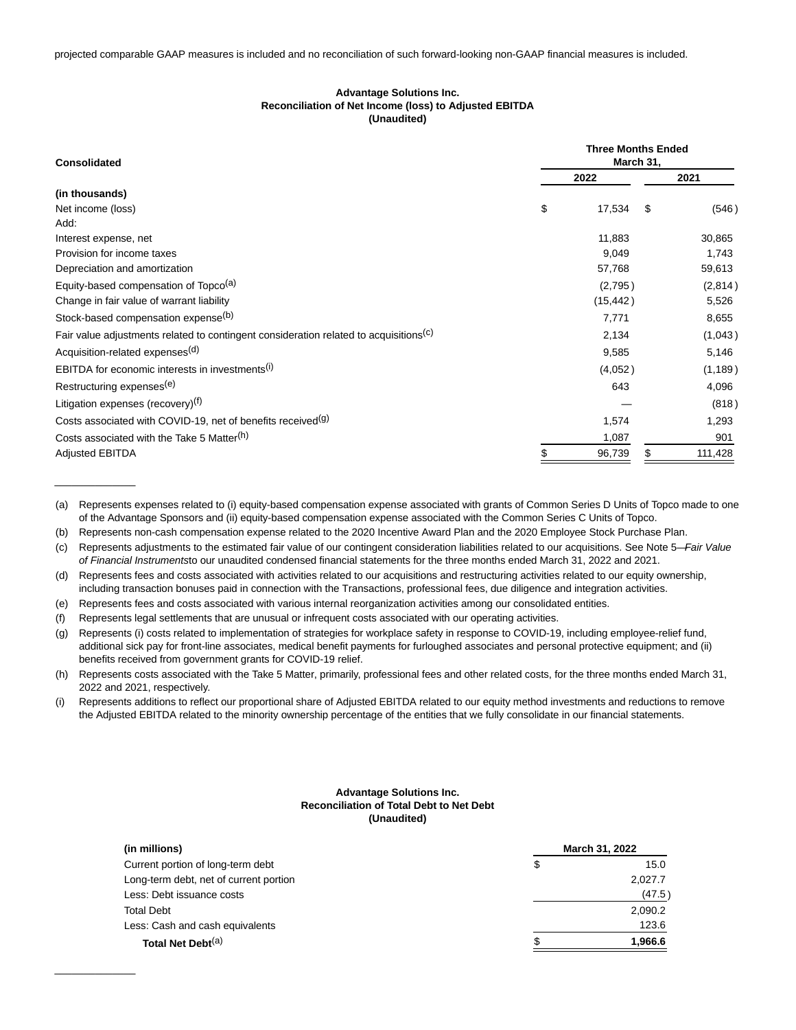projected comparable GAAP measures is included and no reconciliation of such forward-looking non-GAAP financial measures is included.

**Advantage Solutions Inc.**
**Reconciliation of Net Income (loss) to Adjusted EBITDA**
**(Unaudited)**

| **Consolidated** | **Three Months Ended March 31,** | |
|---|---|---|
| | **2022** | **2021** |
| **(in thousands)** | | |
| Net income (loss) | $ 17,534 | $ (546) |
| Add: | | |
| Interest expense, net | 11,883 | 30,865 |
| Provision for income taxes | 9,049 | 1,743 |
| Depreciation and amortization | 57,768 | 59,613 |
| Equity-based compensation of Topco[(a)] | (2,795) | (2,814) |
| Change in fair value of warrant liability | (15,442) | 5,526 |
| Stock-based compensation expense[(b)] | 7,771 | 8,655 |
| Fair value adjustments related to contingent consideration related to acquisitions[(c)] | 2,134 | (1,043) |
| Acquisition-related expenses[(d)] | 9,585 | 5,146 |
| EBITDA for economic interests in investments[(i)] | (4,052) | (1,189) |
| Restructuring expenses[(e)] | 643 | 4,096 |
| Litigation expenses (recovery)[(f)] | — | (818) |
| Costs associated with COVID-19, net of benefits received[(g)] | 1,574 | 1,293 |
| Costs associated with the Take 5 Matter[(h)] | 1,087 | 901 |
| Adjusted EBITDA | $ 96,739 | $ 111,428 |

(a) Represents expenses related to (i) equity-based compensation expense associated with grants of Common Series D Units of Topco made to one of the Advantage Sponsors and (ii) equity-based compensation expense associated with the Common Series C Units of Topco.

(b) Represents non-cash compensation expense related to the 2020 Incentive Award Plan and the 2020 Employee Stock Purchase Plan.

(c) Represents adjustments to the estimated fair value of our contingent consideration liabilities related to our acquisitions. See Note 5—*Fair Value of Financial Instruments*to our unaudited condensed financial statements for the three months ended March 31, 2022 and 2021.

(d) Represents fees and costs associated with activities related to our acquisitions and restructuring activities related to our equity ownership, including transaction bonuses paid in connection with the Transactions, professional fees, due diligence and integration activities.

(e) Represents fees and costs associated with various internal reorganization activities among our consolidated entities.

(f) Represents legal settlements that are unusual or infrequent costs associated with our operating activities.

(g) Represents (i) costs related to implementation of strategies for workplace safety in response to COVID-19, including employee-relief fund, additional sick pay for front-line associates, medical benefit payments for furloughed associates and personal protective equipment; and (ii) benefits received from government grants for COVID-19 relief.

(h) Represents costs associated with the Take 5 Matter, primarily, professional fees and other related costs, for the three months ended March 31, 2022 and 2021, respectively.

(i) Represents additions to reflect our proportional share of Adjusted EBITDA related to our equity method investments and reductions to remove the Adjusted EBITDA related to the minority ownership percentage of the entities that we fully consolidate in our financial statements.

**Advantage Solutions Inc.**
**Reconciliation of Total Debt to Net Debt**
**(Unaudited)**

| **(in millions)** | **March 31, 2022** |
|---|---|
| Current portion of long-term debt | $ 15.0 |
| Long-term debt, net of current portion | 2,027.7 |
| Less: Debt issuance costs | (47.5) |
| Total Debt | 2,090.2 |
| Less: Cash and cash equivalents | 123.6 |
| **Total Net Debt**[(a)] | **$ 1,966.6** |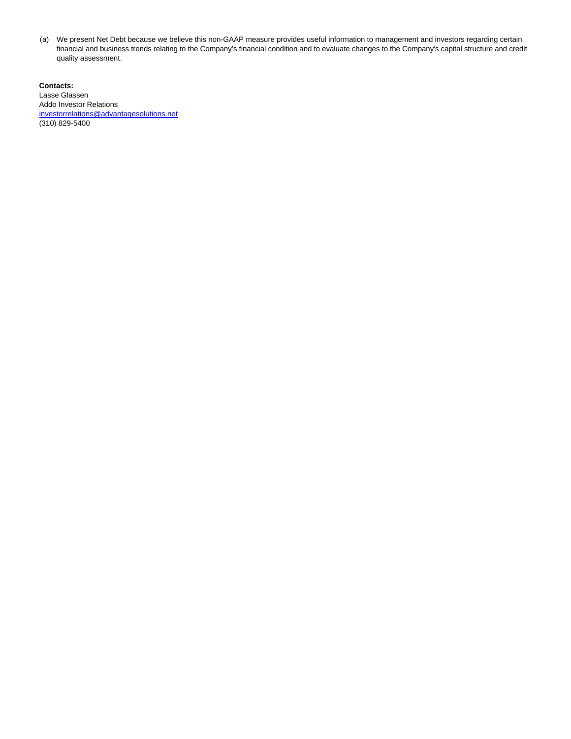(a) We present Net Debt because we believe this non-GAAP measure provides useful information to management and investors regarding certain financial and business trends relating to the Company's financial condition and to evaluate changes to the Company's capital structure and credit quality assessment.

**Contacts:**
Lasse Glassen
Addo Investor Relations
investorrelations@advantagesolutions.net
(310) 829-5400